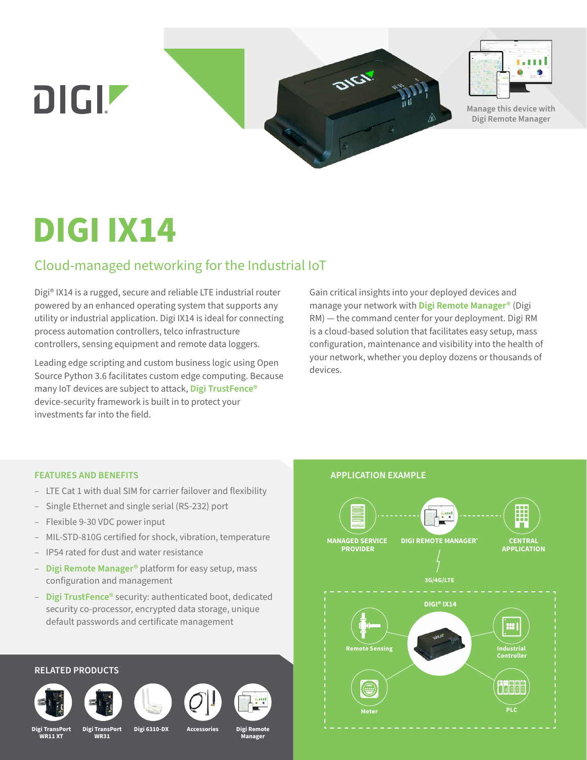Manage this device with Digi Remote Manager

# DIGI IX14

## Cloud-managed networking for the Industrial IoT

Digi® IX14 is a rugged, secure and reliable LTE industrial router powered by an enhanced operating system that supports any utility or industrial application. Digi IX14 is ideal for connecting process automation controllers, telco infrastructure controllers, sensing equipment and remote data loggers.

Leading edge scripting and custom business logic using Open Source Python 3.6 facilitates custom edge computing. Because many IoT devices are subject to attack, **Digi TrustFence®** device-security framework is built in to protect your investments far into the field.

Gain critical insights into your deployed devices and manage your network with **Digi Remote Manager®** (Digi RM) — the command center for your deployment. Digi RM is a cloud-based solution that facilitates easy setup, mass configuration, maintenance and visibility into the health of your network, whether you deploy dozens or thousands of devices.

### FEATURES AND BENEFITS

- LTE Cat 1 with dual SIM for carrier failover and flexibility
- Single Ethernet and single serial (RS-232) port
- Flexible 9-30 VDC power input
- MIL-STD-810G certified for shock, vibration, temperature
- IP54 rated for dust and water resistance
- **Digi Remote Manager®** platform for easy setup, mass configuration and management
- **Digi TrustFence®** security: authenticated boot, dedicated security co-processor, encrypted data storage, unique default passwords and certificate management

### RELATED PRODUCTS

Digi TransPort WR11 XT

Digi TransPort WR31

Digi 6310-DX

Accessories

Digi Remote Manager

### APPLICATION EXAMPLE

MANAGED SERVICE PROVIDER

DIGI REMOTE MANAGER®

CENTRAL APPLICATION

3G/4G/LTE

DIGI® IX14

Remote Sensing

Industrial Controller

Meter

PLC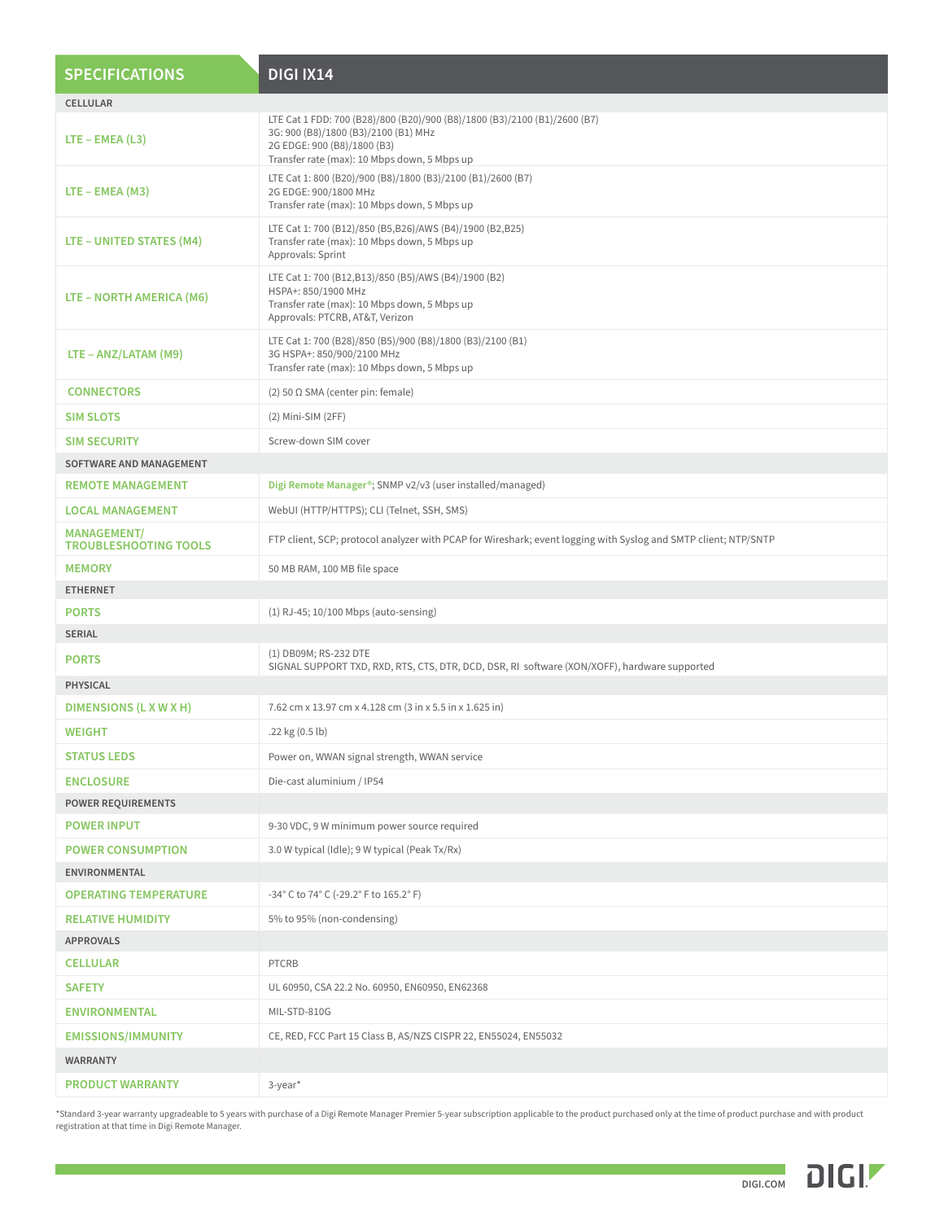| SPECIFICATIONS | DIGI IX14 |
|---|---|
| **CELLULAR** | |
| LTE – EMEA (L3) | LTE Cat 1 FDD: 700 (B28)/800 (B20)/900 (B8)/1800 (B3)/2100 (B1)/2600 (B7)<br>3G: 900 (B8)/1800 (B3)/2100 (B1) MHz<br>2G EDGE: 900 (B8)/1800 (B3)<br>Transfer rate (max): 10 Mbps down, 5 Mbps up |
| LTE – EMEA (M3) | LTE Cat 1: 800 (B20)/900 (B8)/1800 (B3)/2100 (B1)/2600 (B7)<br>2G EDGE: 900/1800 MHz<br>Transfer rate (max): 10 Mbps down, 5 Mbps up |
| LTE – UNITED STATES (M4) | LTE Cat 1: 700 (B12)/850 (B5,B26)/AWS (B4)/1900 (B2,B25)<br>Transfer rate (max): 10 Mbps down, 5 Mbps up<br>Approvals: Sprint |
| LTE – NORTH AMERICA (M6) | LTE Cat 1: 700 (B12,B13)/850 (B5)/AWS (B4)/1900 (B2)<br>HSPA+: 850/1900 MHz<br>Transfer rate (max): 10 Mbps down, 5 Mbps up<br>Approvals: PTCRB, AT&T, Verizon |
| LTE – ANZ/LATAM (M9) | LTE Cat 1: 700 (B28)/850 (B5)/900 (B8)/1800 (B3)/2100 (B1)<br>3G HSPA+: 850/900/2100 MHz<br>Transfer rate (max): 10 Mbps down, 5 Mbps up |
| CONNECTORS | (2) 50 Ω SMA (center pin: female) |
| SIM SLOTS | (2) Mini-SIM (2FF) |
| SIM SECURITY | Screw-down SIM cover |
| **SOFTWARE AND MANAGEMENT** | |
| REMOTE MANAGEMENT | Digi Remote Manager®; SNMP v2/v3 (user installed/managed) |
| LOCAL MANAGEMENT | WebUI (HTTP/HTTPS); CLI (Telnet, SSH, SMS) |
| MANAGEMENT/ TROUBLESHOOTING TOOLS | FTP client, SCP; protocol analyzer with PCAP for Wireshark; event logging with Syslog and SMTP client; NTP/SNTP |
| MEMORY | 50 MB RAM, 100 MB file space |
| **ETHERNET** | |
| PORTS | (1) RJ-45; 10/100 Mbps (auto-sensing) |
| **SERIAL** | |
| PORTS | (1) DB09M; RS-232 DTE<br>SIGNAL SUPPORT TXD, RXD, RTS, CTS, DTR, DCD, DSR, RI software (XON/XOFF), hardware supported |
| **PHYSICAL** | |
| DIMENSIONS (L X W X H) | 7.62 cm x 13.97 cm x 4.128 cm (3 in x 5.5 in x 1.625 in) |
| WEIGHT | .22 kg (0.5 lb) |
| STATUS LEDS | Power on, WWAN signal strength, WWAN service |
| ENCLOSURE | Die-cast aluminium / IP54 |
| **POWER REQUIREMENTS** | |
| POWER INPUT | 9-30 VDC, 9 W minimum power source required |
| POWER CONSUMPTION | 3.0 W typical (Idle); 9 W typical (Peak Tx/Rx) |
| **ENVIRONMENTAL** | |
| OPERATING TEMPERATURE | -34° C to 74° C (-29.2° F to 165.2° F) |
| RELATIVE HUMIDITY | 5% to 95% (non-condensing) |
| **APPROVALS** | |
| CELLULAR | PTCRB |
| SAFETY | UL 60950, CSA 22.2 No. 60950, EN60950, EN62368 |
| ENVIRONMENTAL | MIL-STD-810G |
| EMISSIONS/IMMUNITY | CE, RED, FCC Part 15 Class B, AS/NZS CISPR 22, EN55024, EN55032 |
| **WARRANTY** | |
| PRODUCT WARRANTY | 3-year* |

*Standard 3-year warranty upgradeable to 5 years with purchase of a Digi Remote Manager Premier 5-year subscription applicable to the product purchased only at the time of product purchase and with product registration at that time in Digi Remote Manager.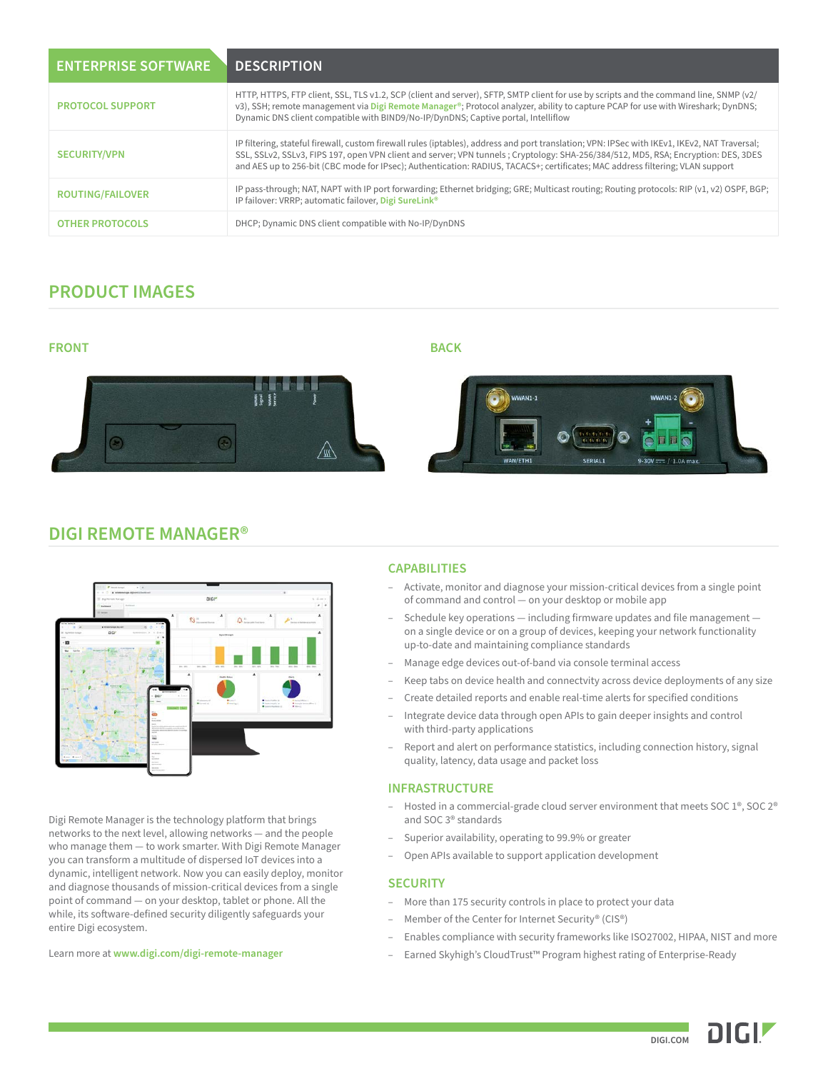| ENTERPRISE SOFTWARE | DESCRIPTION |
| --- | --- |
| PROTOCOL SUPPORT | HTTP, HTTPS, FTP client, SSL, TLS v1.2, SCP (client and server), SFTP, SMTP client for use by scripts and the command line, SNMP (v2/v3), SSH; remote management via Digi Remote Manager®; Protocol analyzer, ability to capture PCAP for use with Wireshark; DynDNS; Dynamic DNS client compatible with BIND9/No-IP/DynDNS; Captive portal, Intelliflow |
| SECURITY/VPN | IP filtering, stateful firewall, custom firewall rules (iptables), address and port translation; VPN: IPSec with IKEv1, IKEv2, NAT Traversal; SSL, SSLv2, SSLv3, FIPS 197, open VPN client and server; VPN tunnels ; Cryptology: SHA-256/384/512, MD5, RSA; Encryption: DES, 3DES and AES up to 256-bit (CBC mode for IPsec); Authentication: RADIUS, TACACS+; certificates; MAC address filtering; VLAN support |
| ROUTING/FAILOVER | IP pass-through; NAT, NAPT with IP port forwarding; Ethernet bridging; GRE; Multicast routing; Routing protocols: RIP (v1, v2) OSPF, BGP; IP failover: VRRP; automatic failover, Digi SureLink® |
| OTHER PROTOCOLS | DHCP; Dynamic DNS client compatible with No-IP/DynDNS |

## PRODUCT IMAGES

### FRONT

WWAN Signal
WWAN Service
Power

### BACK

WWAN1-1
WWAN1-2
WAN/ETH1
SERIAL1
9-30V ⎓ / 1.0A max.

## DIGI REMOTE MANAGER®

Digi Remote Manager is the technology platform that brings networks to the next level, allowing networks — and the people who manage them — to work smarter. With Digi Remote Manager you can transform a multitude of dispersed IoT devices into a dynamic, intelligent network. Now you can easily deploy, monitor and diagnose thousands of mission-critical devices from a single point of command — on your desktop, tablet or phone. All the while, its software-defined security diligently safeguards your entire Digi ecosystem.

Learn more at www.digi.com/digi-remote-manager

### CAPABILITIES

- Activate, monitor and diagnose your mission-critical devices from a single point of command and control — on your desktop or mobile app
- Schedule key operations — including firmware updates and file management — on a single device or on a group of devices, keeping your network functionality up-to-date and maintaining compliance standards
- Manage edge devices out-of-band via console terminal access
- Keep tabs on device health and connectvity across device deployments of any size
- Create detailed reports and enable real-time alerts for specified conditions
- Integrate device data through open APIs to gain deeper insights and control with third-party applications
- Report and alert on performance statistics, including connection history, signal quality, latency, data usage and packet loss

### INFRASTRUCTURE

- Hosted in a commercial-grade cloud server environment that meets SOC 1®, SOC 2® and SOC 3® standards
- Superior availability, operating to 99.9% or greater
- Open APIs available to support application development

### SECURITY

- More than 175 security controls in place to protect your data
- Member of the Center for Internet Security® (CIS®)
- Enables compliance with security frameworks like ISO27002, HIPAA, NIST and more
- Earned Skyhigh's CloudTrust™ Program highest rating of Enterprise-Ready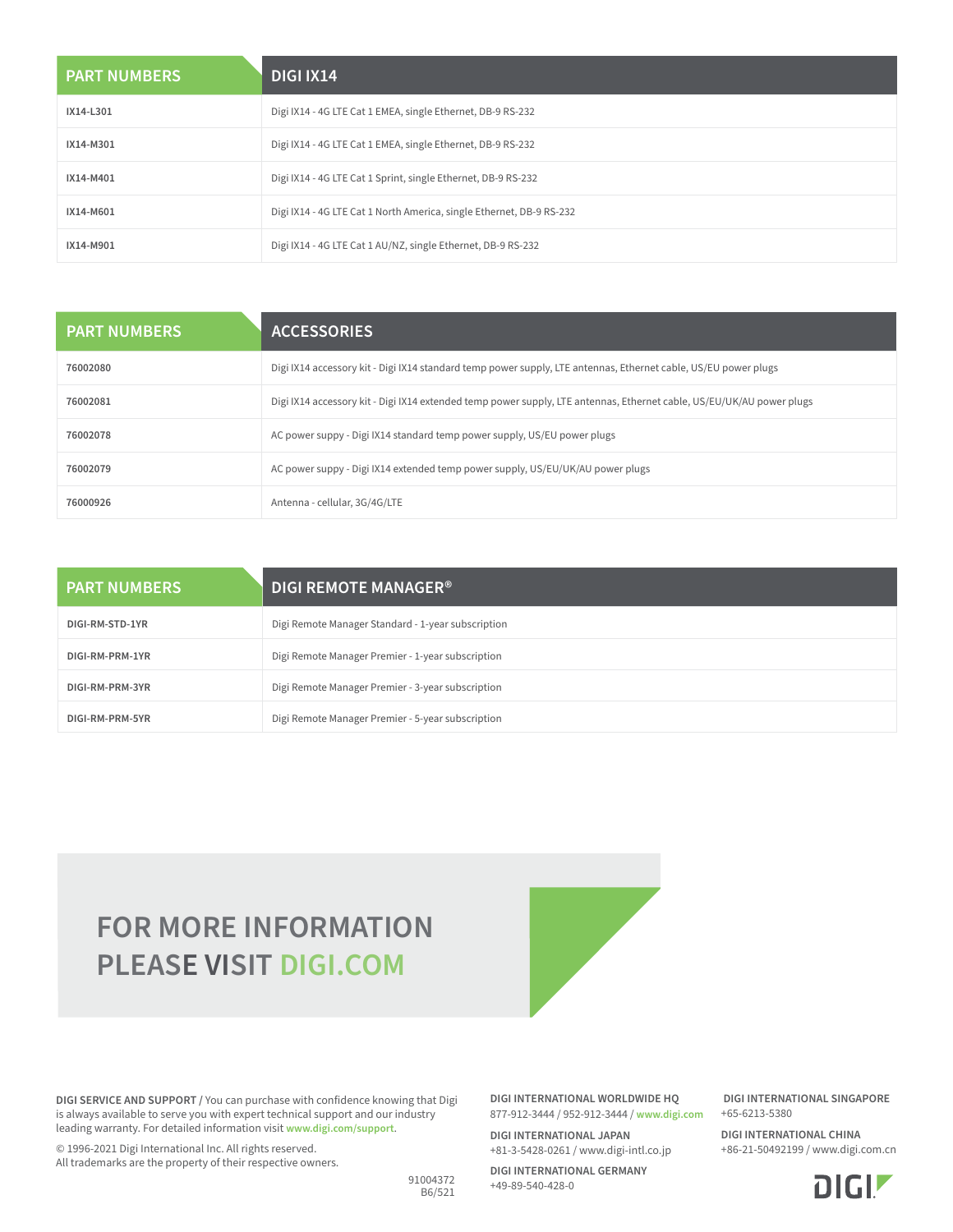| PART NUMBERS | DIGI IX14 |
| --- | --- |
| IX14-L301 | Digi IX14 - 4G LTE Cat 1 EMEA, single Ethernet, DB-9 RS-232 |
| IX14-M301 | Digi IX14 - 4G LTE Cat 1 EMEA, single Ethernet, DB-9 RS-232 |
| IX14-M401 | Digi IX14 - 4G LTE Cat 1 Sprint, single Ethernet, DB-9 RS-232 |
| IX14-M601 | Digi IX14 - 4G LTE Cat 1 North America, single Ethernet, DB-9 RS-232 |
| IX14-M901 | Digi IX14 - 4G LTE Cat 1 AU/NZ, single Ethernet, DB-9 RS-232 |

| PART NUMBERS | ACCESSORIES |
| --- | --- |
| 76002080 | Digi IX14 accessory kit - Digi IX14 standard temp power supply, LTE antennas, Ethernet cable, US/EU power plugs |
| 76002081 | Digi IX14 accessory kit - Digi IX14 extended temp power supply, LTE antennas, Ethernet cable, US/EU/UK/AU power plugs |
| 76002078 | AC power suppy - Digi IX14 standard temp power supply, US/EU power plugs |
| 76002079 | AC power suppy - Digi IX14 extended temp power supply, US/EU/UK/AU power plugs |
| 76000926 | Antenna - cellular, 3G/4G/LTE |

| PART NUMBERS | DIGI REMOTE MANAGER® |
| --- | --- |
| DIGI-RM-STD-1YR | Digi Remote Manager Standard - 1-year subscription |
| DIGI-RM-PRM-1YR | Digi Remote Manager Premier - 1-year subscription |
| DIGI-RM-PRM-3YR | Digi Remote Manager Premier - 3-year subscription |
| DIGI-RM-PRM-5YR | Digi Remote Manager Premier - 5-year subscription |

## FOR MORE INFORMATION PLEASE VISIT DIGI.COM

**DIGI SERVICE AND SUPPORT /** You can purchase with confidence knowing that Digi is always available to serve you with expert technical support and our industry leading warranty. For detailed information visit **www.digi.com/support**.

© 1996-2021 Digi International Inc. All rights reserved.
All trademarks are the property of their respective owners.

91004372
B6/521

**DIGI INTERNATIONAL WORLDWIDE HQ**
877-912-3444 / 952-912-3444 / **www.digi.com**

**DIGI INTERNATIONAL JAPAN**
+81-3-5428-0261 / www.digi-intl.co.jp

**DIGI INTERNATIONAL GERMANY**
+49-89-540-428-0

**DIGI INTERNATIONAL SINGAPORE**
+65-6213-5380

**DIGI INTERNATIONAL CHINA**
+86-21-50492199 / www.digi.com.cn

DIGI